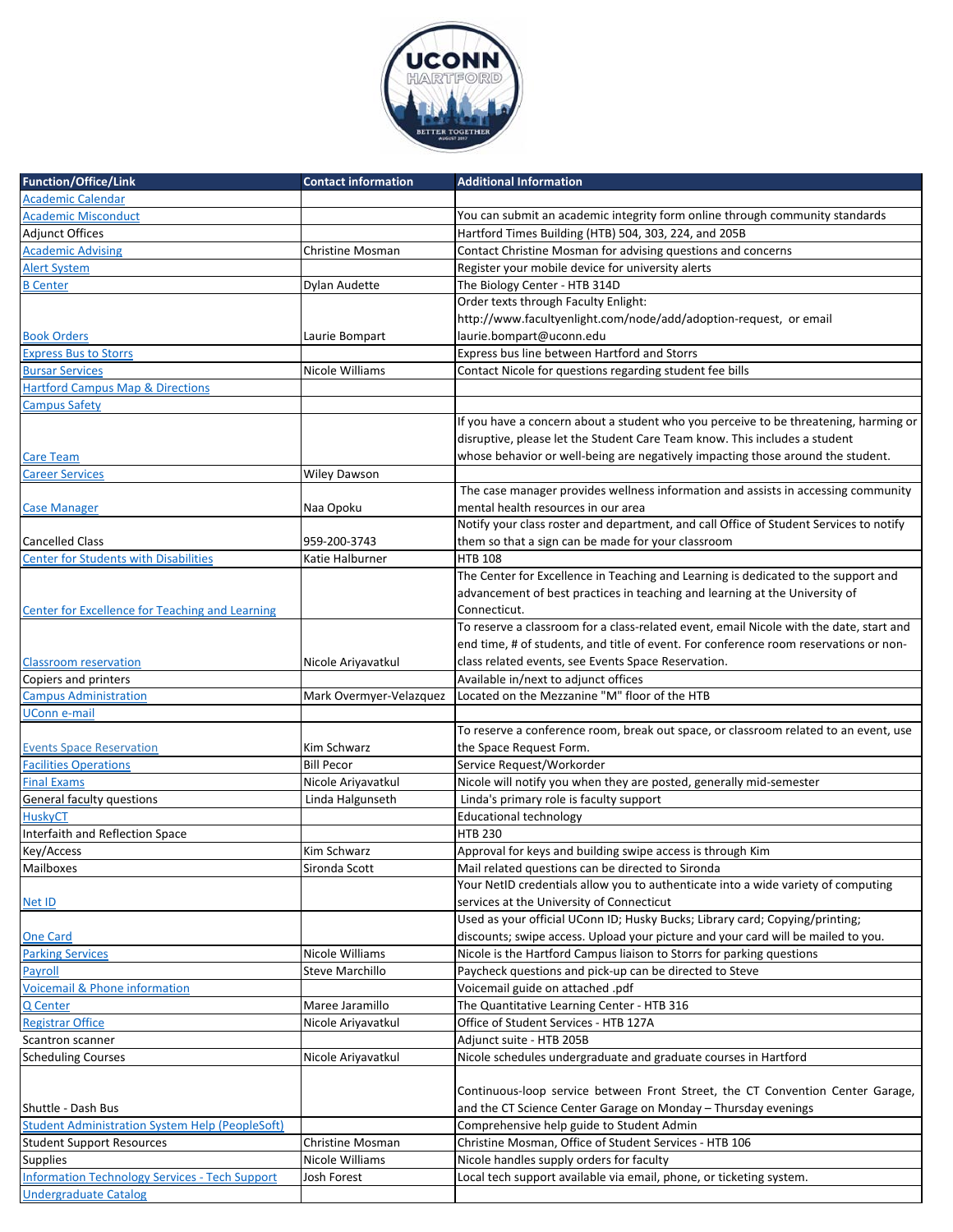| Function/Office/Link | Contact information | Additional Information |
|---|---|---|
| Academic Calendar | | |
| Academic Misconduct | | You can submit an academic integrity form online through community standards |
| Adjunct Offices | | Hartford Times Building (HTB) 504, 303, 224, and 205B |
| Academic Advising | Christine Mosman | Contact Christine Mosman for advising questions and concerns |
| Alert System | | Register your mobile device for university alerts |
| B Center | Dylan Audette | The Biology Center - HTB 314D |
| Book Orders | Laurie Bompart | Order texts through Faculty Enlight: http://www.facultyenlight.com/node/add/adoption-request, or email laurie.bompart@uconn.edu |
| Express Bus to Storrs | | Express bus line between Hartford and Storrs |
| Bursar Services | Nicole Williams | Contact Nicole for questions regarding student fee bills |
| Hartford Campus Map & Directions | | |
| Campus Safety | | |
| Care Team | | If you have a concern about a student who you perceive to be threatening, harming or disruptive, please let the Student Care Team know. This includes a student whose behavior or well-being are negatively impacting those around the student. |
| Career Services | Wiley Dawson | |
| Case Manager | Naa Opoku | The case manager provides wellness information and assists in accessing community mental health resources in our area |
| Cancelled Class | 959-200-3743 | Notify your class roster and department, and call Office of Student Services to notify them so that a sign can be made for your classroom |
| Center for Students with Disabilities | Katie Halburner | HTB 108 |
| Center for Excellence for Teaching and Learning | | The Center for Excellence in Teaching and Learning is dedicated to the support and advancement of best practices in teaching and learning at the University of Connecticut. |
| Classroom reservation | Nicole Ariyavatkul | To reserve a classroom for a class-related event, email Nicole with the date, start and end time, # of students, and title of event. For conference room reservations or non-class related events, see Events Space Reservation. |
| Copiers and printers | | Available in/next to adjunct offices |
| Campus Administration | Mark Overmyer-Velazquez | Located on the Mezzanine "M" floor of the HTB |
| UConn e-mail | | |
| Events Space Reservation | Kim Schwarz | To reserve a conference room, break out space, or classroom related to an event, use the Space Request Form. |
| Facilities Operations | Bill Pecor | Service Request/Workorder |
| Final Exams | Nicole Ariyavatkul | Nicole will notify you when they are posted, generally mid-semester |
| General faculty questions | Linda Halgunseth | Linda's primary role is faculty support |
| HuskyCT | | Educational technology |
| Interfaith and Reflection Space | | HTB 230 |
| Key/Access | Kim Schwarz | Approval for keys and building swipe access is through Kim |
| Mailboxes | Sironda Scott | Mail related questions can be directed to Sironda |
| Net ID | | Your NetID credentials allow you to authenticate into a wide variety of computing services at the University of Connecticut |
| One Card | | Used as your official UConn ID; Husky Bucks; Library card; Copying/printing; discounts; swipe access. Upload your picture and your card will be mailed to you. |
| Parking Services | Nicole Williams | Nicole is the Hartford Campus liaison to Storrs for parking questions |
| Payroll | Steve Marchillo | Paycheck questions and pick-up can be directed to Steve |
| Voicemail & Phone information | | Voicemail guide on attached .pdf |
| Q Center | Maree Jaramillo | The Quantitative Learning Center - HTB 316 |
| Registrar Office | Nicole Ariyavatkul | Office of Student Services - HTB 127A |
| Scantron scanner | | Adjunct suite - HTB 205B |
| Scheduling Courses | Nicole Ariyavatkul | Nicole schedules undergraduate and graduate courses in Hartford |
| Shuttle - Dash Bus | | Continuous-loop service between Front Street, the CT Convention Center Garage, and the CT Science Center Garage on Monday – Thursday evenings |
| Student Administration System Help (PeopleSoft) | | Comprehensive help guide to Student Admin |
| Student Support Resources | Christine Mosman | Christine Mosman, Office of Student Services - HTB 106 |
| Supplies | Nicole Williams | Nicole handles supply orders for faculty |
| Information Technology Services - Tech Support | Josh Forest | Local tech support available via email, phone, or ticketing system. |
| Undergraduate Catalog | | |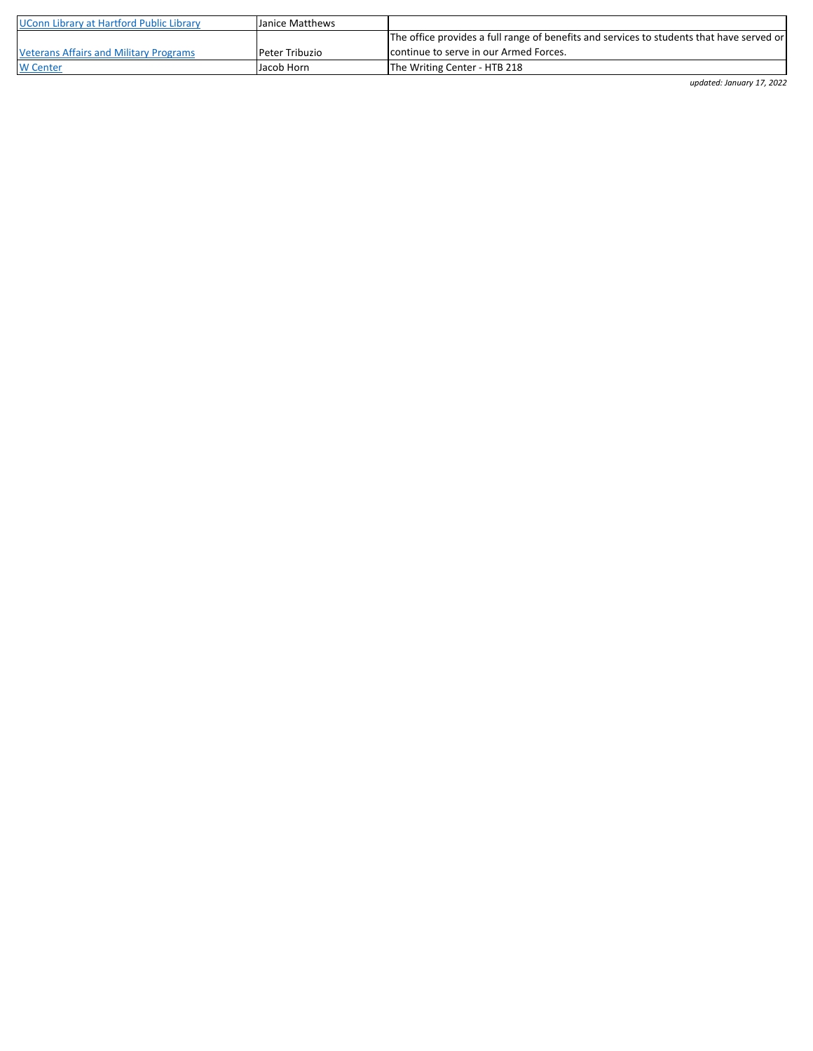| | | |
|---|---|---|
| UConn Library at Hartford Public Library | Janice Matthews | |
| Veterans Affairs and Military Programs | Peter Tribuzio | The office provides a full range of benefits and services to students that have served or continue to serve in our Armed Forces. |
| W Center | Jacob Horn | The Writing Center - HTB 218 |

*updated: January 17, 2022*